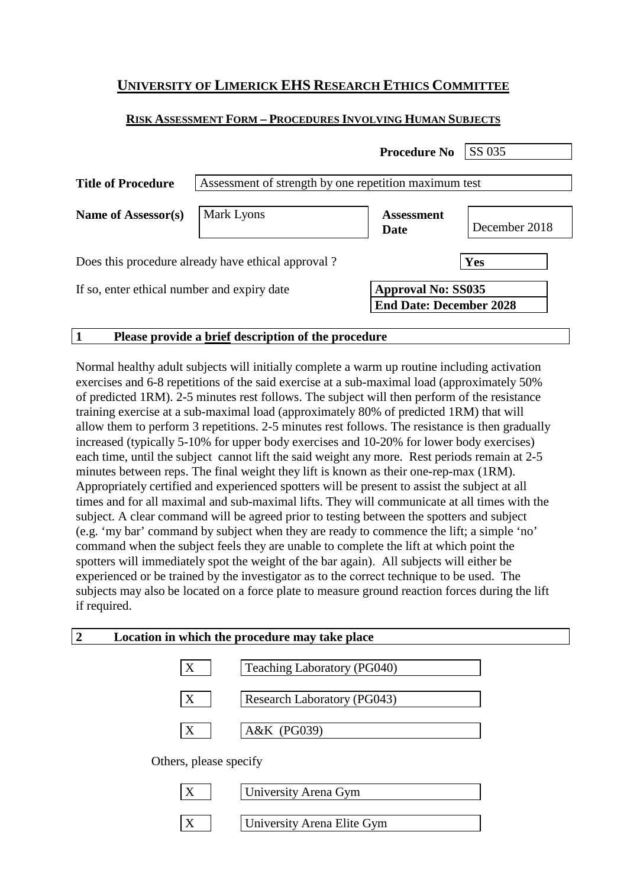# UNIVERSITY OF LIMERICK EHS RESEARCH ETHICS COMMITTEE

## RISK ASSESSMENT FORM – PROCEDURES INVOLVING HUMAN SUBJECTS

**Procedure No** SS 035

| | |
|---|---|
| **Title of Procedure** | Assessment of strength by one repetition maximum test |
| **Name of Assessor(s)** | Mark Lyons |
| **Assessment Date** | December 2018 |

Does this procedure already have ethical approval ? **Yes**

If so, enter ethical number and expiry date **Approval No: SS035**
**End Date: December 2028**

### 1 Please provide a brief description of the procedure

Normal healthy adult subjects will initially complete a warm up routine including activation exercises and 6-8 repetitions of the said exercise at a sub-maximal load (approximately 50% of predicted 1RM). 2-5 minutes rest follows. The subject will then perform of the resistance training exercise at a sub-maximal load (approximately 80% of predicted 1RM) that will allow them to perform 3 repetitions. 2-5 minutes rest follows. The resistance is then gradually increased (typically 5-10% for upper body exercises and 10-20% for lower body exercises) each time, until the subject cannot lift the said weight any more. Rest periods remain at 2-5 minutes between reps. The final weight they lift is known as their one-rep-max (1RM). Appropriately certified and experienced spotters will be present to assist the subject at all times and for all maximal and sub-maximal lifts. They will communicate at all times with the subject. A clear command will be agreed prior to testing between the spotters and subject (e.g. 'my bar' command by subject when they are ready to commence the lift; a simple 'no' command when the subject feels they are unable to complete the lift at which point the spotters will immediately spot the weight of the bar again). All subjects will either be experienced or be trained by the investigator as to the correct technique to be used. The subjects may also be located on a force plate to measure ground reaction forces during the lift if required.

### 2 Location in which the procedure may take place

| | |
|---|---|
| X | Teaching Laboratory (PG040) |
| X | Research Laboratory (PG043) |
| X | A&K (PG039) |

Others, please specify

| | |
|---|---|
| X | University Arena Gym |
| X | University Arena Elite Gym |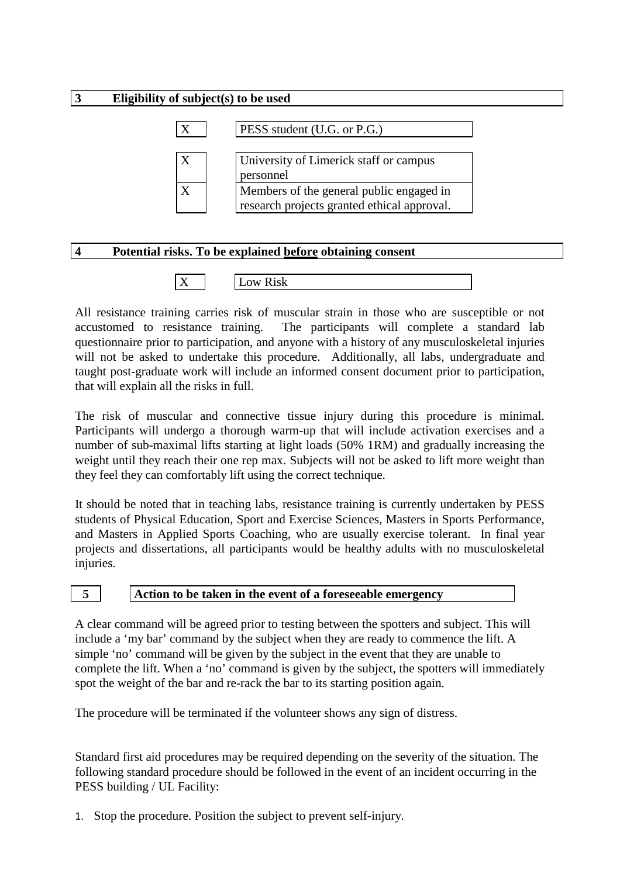## 3 Eligibility of subject(s) to be used

| | |
|---|---|
| X | PESS student (U.G. or P.G.) |
| X | University of Limerick staff or campus personnel |
| X | Members of the general public engaged in research projects granted ethical approval. |

## 4 Potential risks. To be explained before obtaining consent

| | |
|---|---|
| X | Low Risk |

All resistance training carries risk of muscular strain in those who are susceptible or not accustomed to resistance training. The participants will complete a standard lab questionnaire prior to participation, and anyone with a history of any musculoskeletal injuries will not be asked to undertake this procedure. Additionally, all labs, undergraduate and taught post-graduate work will include an informed consent document prior to participation, that will explain all the risks in full.

The risk of muscular and connective tissue injury during this procedure is minimal. Participants will undergo a thorough warm-up that will include activation exercises and a number of sub-maximal lifts starting at light loads (50% 1RM) and gradually increasing the weight until they reach their one rep max. Subjects will not be asked to lift more weight than they feel they can comfortably lift using the correct technique.

It should be noted that in teaching labs, resistance training is currently undertaken by PESS students of Physical Education, Sport and Exercise Sciences, Masters in Sports Performance, and Masters in Applied Sports Coaching, who are usually exercise tolerant. In final year projects and dissertations, all participants would be healthy adults with no musculoskeletal injuries.

## 5 Action to be taken in the event of a foreseeable emergency

A clear command will be agreed prior to testing between the spotters and subject. This will include a 'my bar' command by the subject when they are ready to commence the lift. A simple 'no' command will be given by the subject in the event that they are unable to complete the lift. When a 'no' command is given by the subject, the spotters will immediately spot the weight of the bar and re-rack the bar to its starting position again.

The procedure will be terminated if the volunteer shows any sign of distress.

Standard first aid procedures may be required depending on the severity of the situation. The following standard procedure should be followed in the event of an incident occurring in the PESS building / UL Facility:

1. Stop the procedure. Position the subject to prevent self-injury.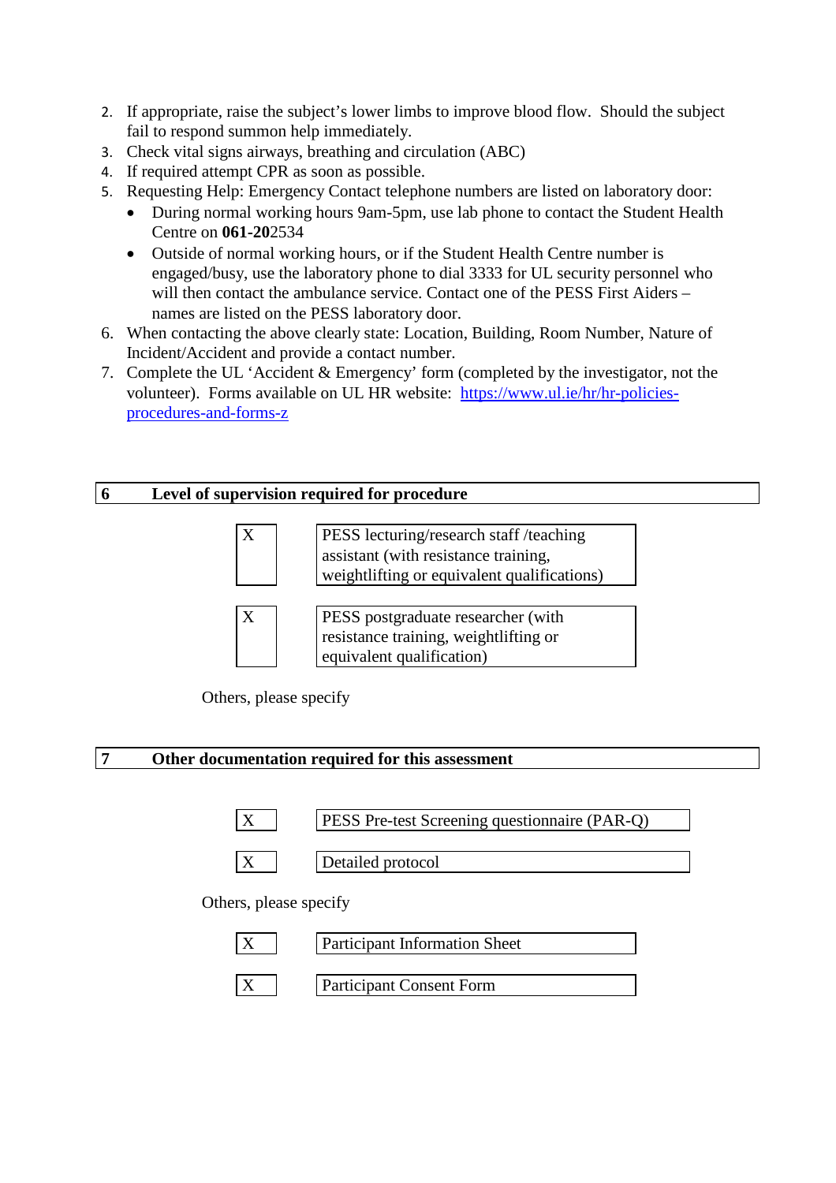2. If appropriate, raise the subject's lower limbs to improve blood flow. Should the subject fail to respond summon help immediately.
3. Check vital signs airways, breathing and circulation (ABC)
4. If required attempt CPR as soon as possible.
5. Requesting Help: Emergency Contact telephone numbers are listed on laboratory door:
   - During normal working hours 9am-5pm, use lab phone to contact the Student Health Centre on **061-20**2534
   - Outside of normal working hours, or if the Student Health Centre number is engaged/busy, use the laboratory phone to dial 3333 for UL security personnel who will then contact the ambulance service. Contact one of the PESS First Aiders – names are listed on the PESS laboratory door.
6. When contacting the above clearly state: Location, Building, Room Number, Nature of Incident/Accident and provide a contact number.
7. Complete the UL 'Accident & Emergency' form (completed by the investigator, not the volunteer). Forms available on UL HR website: [https://www.ul.ie/hr/hr-policies-procedures-and-forms-z](https://www.ul.ie/hr/hr-policies-procedures-and-forms-z)

## 6 Level of supervision required for procedure

| | |
|---|---|
| X | PESS lecturing/research staff /teaching assistant (with resistance training, weightlifting or equivalent qualifications) |
| X | PESS postgraduate researcher (with resistance training, weightlifting or equivalent qualification) |

Others, please specify

## 7 Other documentation required for this assessment

| | |
|---|---|
| X | PESS Pre-test Screening questionnaire (PAR-Q) |
| X | Detailed protocol |

Others, please specify

| | |
|---|---|
| X | Participant Information Sheet |
| X | Participant Consent Form |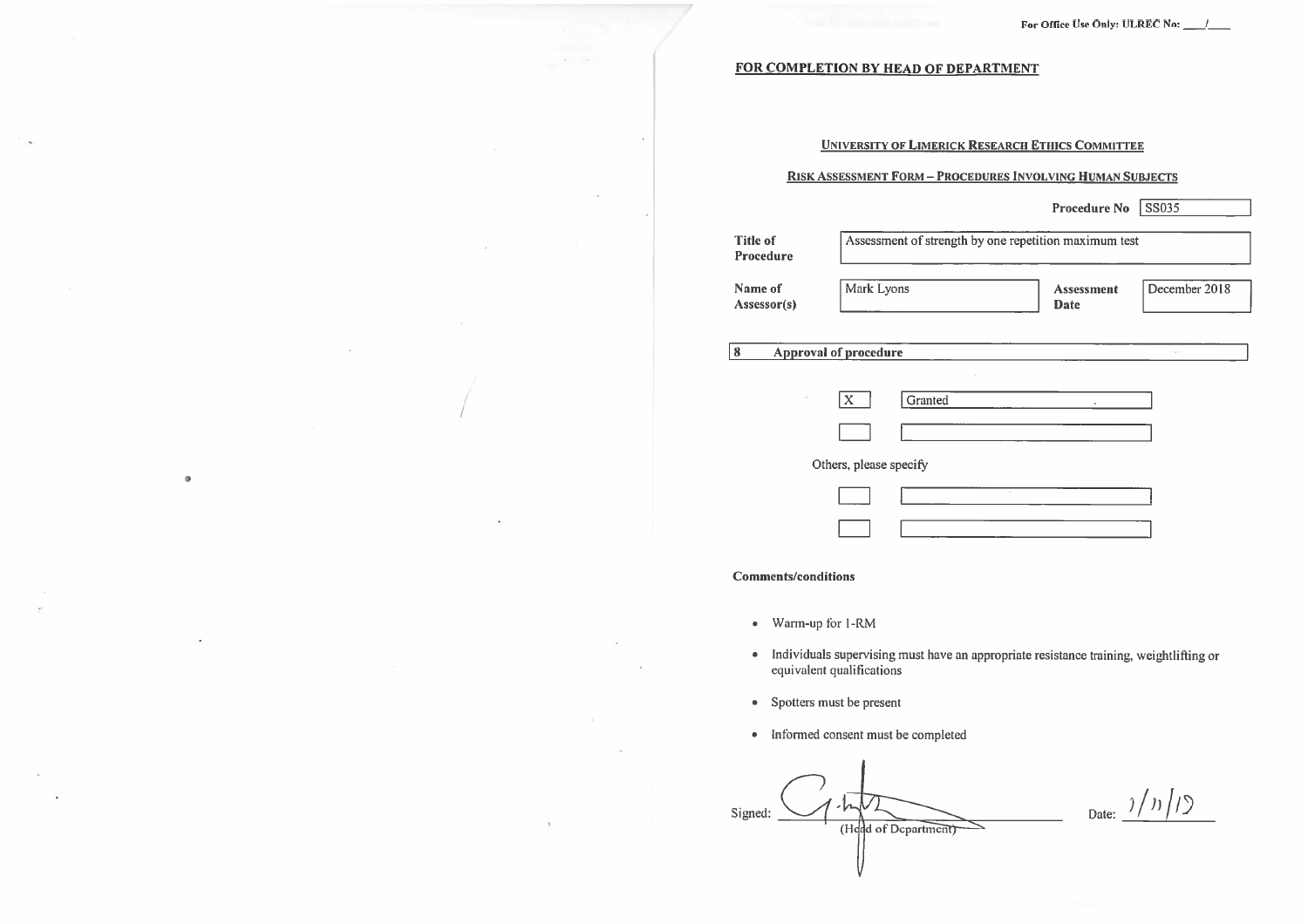For Office Use Only: ULREC No: ____/____

**FOR COMPLETION BY HEAD OF DEPARTMENT**

**UNIVERSITY OF LIMERICK RESEARCH ETHICS COMMITTEE**

**RISK ASSESSMENT FORM – PROCEDURES INVOLVING HUMAN SUBJECTS**

**Procedure No** SS035

| | |
|---|---|
| **Title of Procedure** | Assessment of strength by one repetition maximum test |
| **Name of Assessor(s)** | Mark Lyons |
| **Assessment Date** | December 2018 |

## 8 Approval of procedure

| | |
|---|---|
| X | Granted |
| | |

Others, please specify

| | |
|---|---|
| | |
| | |

**Comments/conditions**

- Warm-up for 1-RM
- Individuals supervising must have an appropriate resistance training, weightlifting or equivalent qualifications
- Spotters must be present
- Informed consent must be completed

Signed: ____________________ (Head of Department) Date: 1/11/19